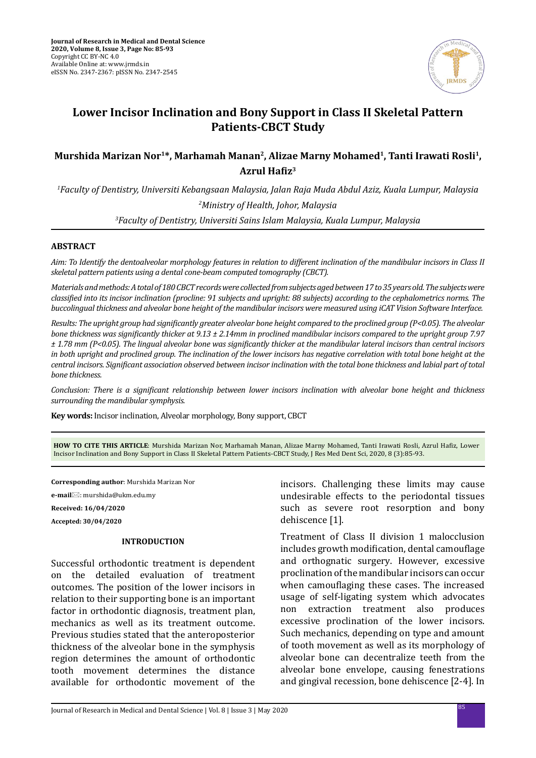**Journal of Research in Medical and Dental Science**
**2020, Volume 8, Issue 3, Page No: 85-93**
Copyright CC BY-NC 4.0
Available Online at: www.jrmds.in
eISSN No. 2347-2367: pISSN No. 2347-2545

# Lower Incisor Inclination and Bony Support in Class II Skeletal Pattern Patients-CBCT Study

**Murshida Marizan Nor[1]*, Marhamah Manan[2], Alizae Marny Mohamed[1], Tanti Irawati Rosli[1], Azrul Hafiz[3]**

*[1]Faculty of Dentistry, Universiti Kebangsaan Malaysia, Jalan Raja Muda Abdul Aziz, Kuala Lumpur, Malaysia*

*[2]Ministry of Health, Johor, Malaysia*

*[3]Faculty of Dentistry, Universiti Sains Islam Malaysia, Kuala Lumpur, Malaysia*

## ABSTRACT

*Aim: To Identify the dentoalveolar morphology features in relation to different inclination of the mandibular incisors in Class II skeletal pattern patients using a dental cone-beam computed tomography (CBCT).*

*Materials and methods: A total of 180 CBCT records were collected from subjects aged between 17 to 35 years old. The subjects were classified into its incisor inclination (procline: 91 subjects and upright: 88 subjects) according to the cephalometrics norms. The buccolingual thickness and alveolar bone height of the mandibular incisors were measured using iCAT Vision Software Interface.*

*Results: The upright group had significantly greater alveolar bone height compared to the proclined group (P<0.05). The alveolar bone thickness was significantly thicker at 9.13 ± 2.14mm in proclined mandibular incisors compared to the upright group 7.97 ± 1.78 mm (P<0.05). The lingual alveolar bone was significantly thicker at the mandibular lateral incisors than central incisors in both upright and proclined group. The inclination of the lower incisors has negative correlation with total bone height at the central incisors. Significant association observed between incisor inclination with the total bone thickness and labial part of total bone thickness.*

*Conclusion: There is a significant relationship between lower incisors inclination with alveolar bone height and thickness surrounding the mandibular symphysis.*

**Key words:** Incisor inclination, Alveolar morphology, Bony support, CBCT

**HOW TO CITE THIS ARTICLE**: Murshida Marizan Nor, Marhamah Manan, Alizae Marny Mohamed, Tanti Irawati Rosli, Azrul Hafiz, Lower Incisor Inclination and Bony Support in Class II Skeletal Pattern Patients-CBCT Study, J Res Med Dent Sci, 2020, 8 (3):85-93.

**Corresponding author**: Murshida Marizan Nor

**e-mail**: murshida@ukm.edu.my

**Received: 16/04/2020**

**Accepted: 30/04/2020**

## INTRODUCTION

Successful orthodontic treatment is dependent on the detailed evaluation of treatment outcomes. The position of the lower incisors in relation to their supporting bone is an important factor in orthodontic diagnosis, treatment plan, mechanics as well as its treatment outcome. Previous studies stated that the anteroposterior thickness of the alveolar bone in the symphysis region determines the amount of orthodontic tooth movement determines the distance available for orthodontic movement of the incisors. Challenging these limits may cause undesirable effects to the periodontal tissues such as severe root resorption and bony dehiscence [1].

Treatment of Class II division 1 malocclusion includes growth modification, dental camouflage and orthognatic surgery. However, excessive proclination of the mandibular incisors can occur when camouflaging these cases. The increased usage of self-ligating system which advocates non extraction treatment also produces excessive proclination of the lower incisors. Such mechanics, depending on type and amount of tooth movement as well as its morphology of alveolar bone can decentralize teeth from the alveolar bone envelope, causing fenestrations and gingival recession, bone dehiscence [2-4]. In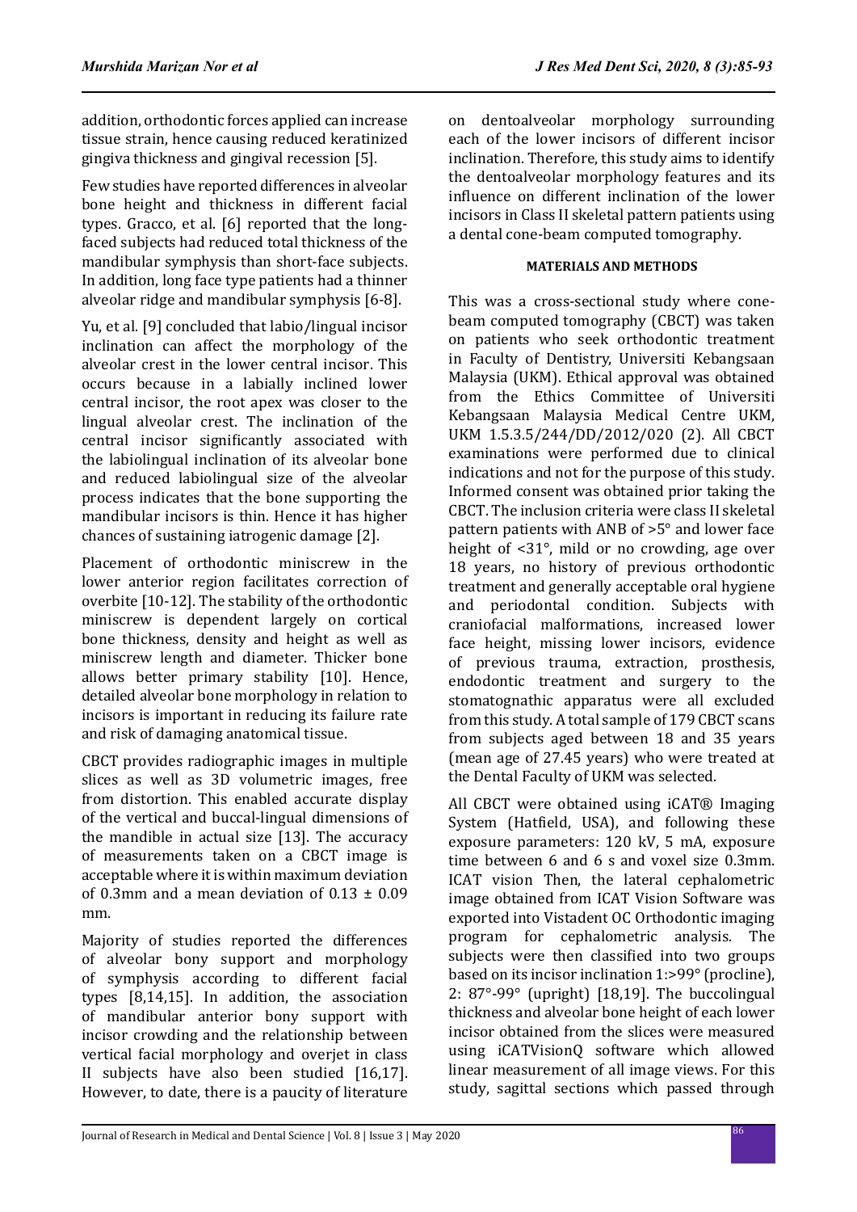addition, orthodontic forces applied can increase tissue strain, hence causing reduced keratinized gingiva thickness and gingival recession [5].

Few studies have reported differences in alveolar bone height and thickness in different facial types. Gracco, et al. [6] reported that the long-faced subjects had reduced total thickness of the mandibular symphysis than short-face subjects. In addition, long face type patients had a thinner alveolar ridge and mandibular symphysis [6-8].

Yu, et al. [9] concluded that labio/lingual incisor inclination can affect the morphology of the alveolar crest in the lower central incisor. This occurs because in a labially inclined lower central incisor, the root apex was closer to the lingual alveolar crest. The inclination of the central incisor significantly associated with the labiolingual inclination of its alveolar bone and reduced labiolingual size of the alveolar process indicates that the bone supporting the mandibular incisors is thin. Hence it has higher chances of sustaining iatrogenic damage [2].

Placement of orthodontic miniscrew in the lower anterior region facilitates correction of overbite [10-12]. The stability of the orthodontic miniscrew is dependent largely on cortical bone thickness, density and height as well as miniscrew length and diameter. Thicker bone allows better primary stability [10]. Hence, detailed alveolar bone morphology in relation to incisors is important in reducing its failure rate and risk of damaging anatomical tissue.

CBCT provides radiographic images in multiple slices as well as 3D volumetric images, free from distortion. This enabled accurate display of the vertical and buccal-lingual dimensions of the mandible in actual size [13]. The accuracy of measurements taken on a CBCT image is acceptable where it is within maximum deviation of 0.3mm and a mean deviation of 0.13 ± 0.09 mm.

Majority of studies reported the differences of alveolar bony support and morphology of symphysis according to different facial types [8,14,15]. In addition, the association of mandibular anterior bony support with incisor crowding and the relationship between vertical facial morphology and overjet in class II subjects have also been studied [16,17]. However, to date, there is a paucity of literature on dentoalveolar morphology surrounding each of the lower incisors of different incisor inclination. Therefore, this study aims to identify the dentoalveolar morphology features and its influence on different inclination of the lower incisors in Class II skeletal pattern patients using a dental cone-beam computed tomography.

## MATERIALS AND METHODS

This was a cross-sectional study where cone-beam computed tomography (CBCT) was taken on patients who seek orthodontic treatment in Faculty of Dentistry, Universiti Kebangsaan Malaysia (UKM). Ethical approval was obtained from the Ethics Committee of Universiti Kebangsaan Malaysia Medical Centre UKM, UKM 1.5.3.5/244/DD/2012/020 (2). All CBCT examinations were performed due to clinical indications and not for the purpose of this study. Informed consent was obtained prior taking the CBCT. The inclusion criteria were class II skeletal pattern patients with ANB of >5° and lower face height of <31°, mild or no crowding, age over 18 years, no history of previous orthodontic treatment and generally acceptable oral hygiene and periodontal condition. Subjects with craniofacial malformations, increased lower face height, missing lower incisors, evidence of previous trauma, extraction, prosthesis, endodontic treatment and surgery to the stomatognathic apparatus were all excluded from this study. A total sample of 179 CBCT scans from subjects aged between 18 and 35 years (mean age of 27.45 years) who were treated at the Dental Faculty of UKM was selected.

All CBCT were obtained using iCAT® Imaging System (Hatfield, USA), and following these exposure parameters: 120 kV, 5 mA, exposure time between 6 and 6 s and voxel size 0.3mm. ICAT vision Then, the lateral cephalometric image obtained from ICAT Vision Software was exported into Vistadent OC Orthodontic imaging program for cephalometric analysis. The subjects were then classified into two groups based on its incisor inclination 1:>99° (procline), 2: 87°-99° (upright) [18,19]. The buccolingual thickness and alveolar bone height of each lower incisor obtained from the slices were measured using iCATVisionQ software which allowed linear measurement of all image views. For this study, sagittal sections which passed through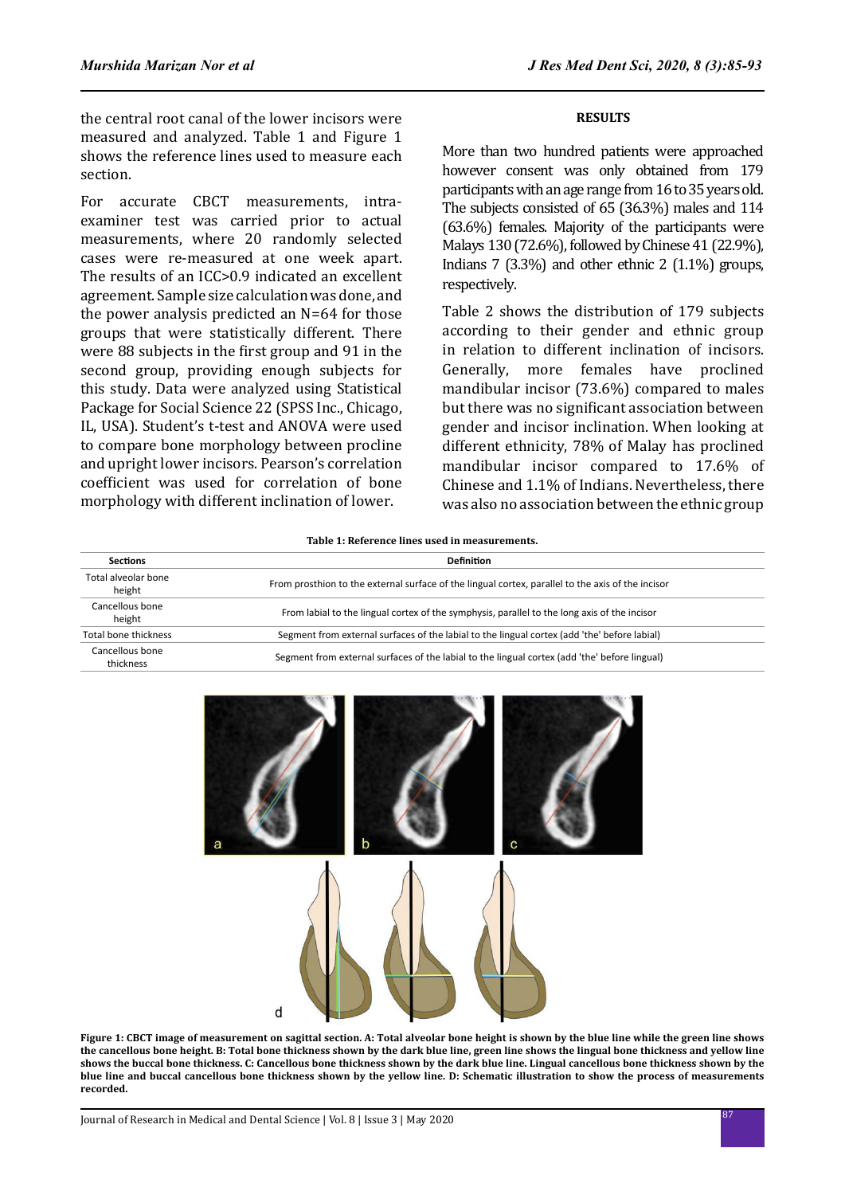the central root canal of the lower incisors were measured and analyzed. Table 1 and Figure 1 shows the reference lines used to measure each section.

For accurate CBCT measurements, intra-examiner test was carried prior to actual measurements, where 20 randomly selected cases were re-measured at one week apart. The results of an ICC>0.9 indicated an excellent agreement. Sample size calculation was done, and the power analysis predicted an N=64 for those groups that were statistically different. There were 88 subjects in the first group and 91 in the second group, providing enough subjects for this study. Data were analyzed using Statistical Package for Social Science 22 (SPSS Inc., Chicago, IL, USA). Student's t-test and ANOVA were used to compare bone morphology between procline and upright lower incisors. Pearson's correlation coefficient was used for correlation of bone morphology with different inclination of lower.

## RESULTS

More than two hundred patients were approached however consent was only obtained from 179 participants with an age range from 16 to 35 years old. The subjects consisted of 65 (36.3%) males and 114 (63.6%) females. Majority of the participants were Malays 130 (72.6%), followed by Chinese 41 (22.9%), Indians 7 (3.3%) and other ethnic 2 (1.1%) groups, respectively.

Table 2 shows the distribution of 179 subjects according to their gender and ethnic group in relation to different inclination of incisors. Generally, more females have proclined mandibular incisor (73.6%) compared to males but there was no significant association between gender and incisor inclination. When looking at different ethnicity, 78% of Malay has proclined mandibular incisor compared to 17.6% of Chinese and 1.1% of Indians. Nevertheless, there was also no association between the ethnic group

**Table 1: Reference lines used in measurements.**

| Sections | Definition |
|---|---|
| Total alveolar bone height | From prosthion to the external surface of the lingual cortex, parallel to the axis of the incisor |
| Cancellous bone height | From labial to the lingual cortex of the symphysis, parallel to the long axis of the incisor |
| Total bone thickness | Segment from external surfaces of the labial to the lingual cortex (add 'the' before labial) |
| Cancellous bone thickness | Segment from external surfaces of the labial to the lingual cortex (add 'the' before lingual) |

**Figure 1: CBCT image of measurement on sagittal section. A: Total alveolar bone height is shown by the blue line while the green line shows the cancellous bone height. B: Total bone thickness shown by the dark blue line, green line shows the lingual bone thickness and yellow line shows the buccal bone thickness. C: Cancellous bone thickness shown by the dark blue line. Lingual cancellous bone thickness shown by the blue line and buccal cancellous bone thickness shown by the yellow line. D: Schematic illustration to show the process of measurements recorded.**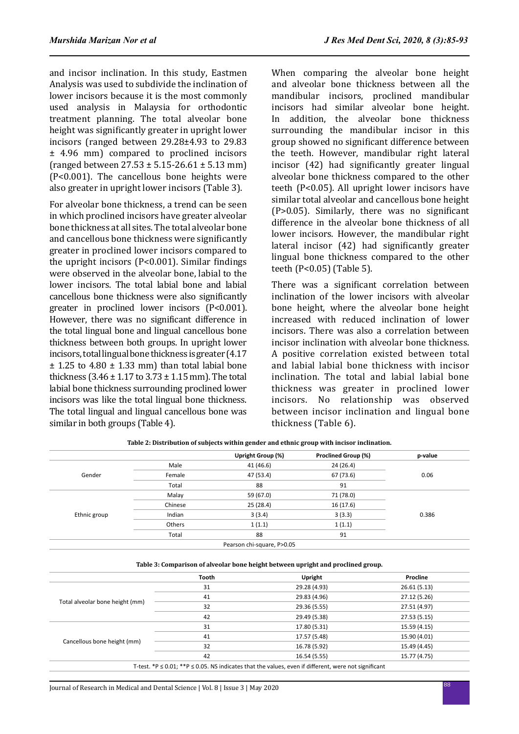and incisor inclination. In this study, Eastmen Analysis was used to subdivide the inclination of lower incisors because it is the most commonly used analysis in Malaysia for orthodontic treatment planning. The total alveolar bone height was significantly greater in upright lower incisors (ranged between 29.28±4.93 to 29.83 ± 4.96 mm) compared to proclined incisors (ranged between 27.53 ± 5.15-26.61 ± 5.13 mm) (P<0.001). The cancellous bone heights were also greater in upright lower incisors (Table 3).

For alveolar bone thickness, a trend can be seen in which proclined incisors have greater alveolar bone thickness at all sites. The total alveolar bone and cancellous bone thickness were significantly greater in proclined lower incisors compared to the upright incisors (P<0.001). Similar findings were observed in the alveolar bone, labial to the lower incisors. The total labial bone and labial cancellous bone thickness were also significantly greater in proclined lower incisors (P<0.001). However, there was no significant difference in the total lingual bone and lingual cancellous bone thickness between both groups. In upright lower incisors, total lingual bone thickness is greater (4.17 ± 1.25 to 4.80 ± 1.33 mm) than total labial bone thickness (3.46 ± 1.17 to 3.73 ± 1.15 mm). The total labial bone thickness surrounding proclined lower incisors was like the total lingual bone thickness. The total lingual and lingual cancellous bone was similar in both groups (Table 4).

When comparing the alveolar bone height and alveolar bone thickness between all the mandibular incisors, proclined mandibular incisors had similar alveolar bone height. In addition, the alveolar bone thickness surrounding the mandibular incisor in this group showed no significant difference between the teeth. However, mandibular right lateral incisor (42) had significantly greater lingual alveolar bone thickness compared to the other teeth (P<0.05). All upright lower incisors have similar total alveolar and cancellous bone height (P>0.05). Similarly, there was no significant difference in the alveolar bone thickness of all lower incisors. However, the mandibular right lateral incisor (42) had significantly greater lingual bone thickness compared to the other teeth (P<0.05) (Table 5).

There was a significant correlation between inclination of the lower incisors with alveolar bone height, where the alveolar bone height increased with reduced inclination of lower incisors. There was also a correlation between incisor inclination with alveolar bone thickness. A positive correlation existed between total and labial labial bone thickness with incisor inclination. The total and labial labial bone thickness was greater in proclined lower incisors. No relationship was observed between incisor inclination and lingual bone thickness (Table 6).

**Table 2: Distribution of subjects within gender and ethnic group with incisor inclination.**

| | | Upright Group (%) | Proclined Group (%) | p-value |
|---|---|---|---|---|
| Gender | Male | 41 (46.6) | 24 (26.4) | 0.06 |
| | Female | 47 (53.4) | 67 (73.6) | |
| | Total | 88 | 91 | |
| Ethnic group | Malay | 59 (67.0) | 71 (78.0) | 0.386 |
| | Chinese | 25 (28.4) | 16 (17.6) | |
| | Indian | 3 (3.4) | 3 (3.3) | |
| | Others | 1 (1.1) | 1 (1.1) | |
| | Total | 88 | 91 | |

Pearson chi-square, P>0.05

**Table 3: Comparison of alveolar bone height between upright and proclined group.**

| | Tooth | Upright | Procline |
|---|---|---|---|
| Total alveolar bone height (mm) | 31 | 29.28 (4.93) | 26.61 (5.13) |
| | 41 | 29.83 (4.96) | 27.12 (5.26) |
| | 32 | 29.36 (5.55) | 27.51 (4.97) |
| | 42 | 29.49 (5.38) | 27.53 (5.15) |
| Cancellous bone height (mm) | 31 | 17.80 (5.31) | 15.59 (4.15) |
| | 41 | 17.57 (5.48) | 15.90 (4.01) |
| | 32 | 16.78 (5.92) | 15.49 (4.45) |
| | 42 | 16.54 (5.55) | 15.77 (4.75) |

T-test. *P ≤ 0.01; **P ≤ 0.05. NS indicates that the values, even if different, were not significant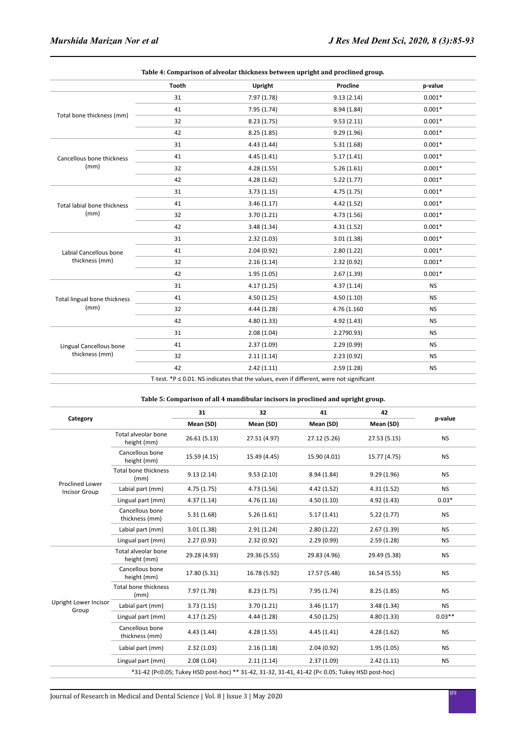**Table 4: Comparison of alveolar thickness between upright and proclined group.**

| | Tooth | Upright | Procline | p-value |
|---|---|---|---|---|
| Total bone thickness (mm) | 31 | 7.97 (1.78) | 9.13 (2.14) | 0.001* |
| | 41 | 7.95 (1.74) | 8.94 (1.84) | 0.001* |
| | 32 | 8.23 (1.75) | 9.53 (2.11) | 0.001* |
| | 42 | 8.25 (1.85) | 9.29 (1.96) | 0.001* |
| Cancellous bone thickness (mm) | 31 | 4.43 (1.44) | 5.31 (1.68) | 0.001* |
| | 41 | 4.45 (1.41) | 5.17 (1.41) | 0.001* |
| | 32 | 4.28 (1.55) | 5.26 (1.61) | 0.001* |
| | 42 | 4.28 (1.62) | 5.22 (1.77) | 0.001* |
| Total labial bone thickness (mm) | 31 | 3.73 (1.15) | 4.75 (1.75) | 0.001* |
| | 41 | 3.46 (1.17) | 4.42 (1.52) | 0.001* |
| | 32 | 3.70 (1.21) | 4.73 (1.56) | 0.001* |
| | 42 | 3.48 (1.34) | 4.31 (1.52) | 0.001* |
| Labial Cancellous bone thickness (mm) | 31 | 2.32 (1.03) | 3.01 (1.38) | 0.001* |
| | 41 | 2.04 (0.92) | 2.80 (1.22) | 0.001* |
| | 32 | 2.16 (1.14) | 2.32 (0.92) | 0.001* |
| | 42 | 1.95 (1.05) | 2.67 (1.39) | 0.001* |
| Total lingual bone thickness (mm) | 31 | 4.17 (1.25) | 4.37 (1.14) | NS |
| | 41 | 4.50 (1.25) | 4.50 (1.10) | NS |
| | 32 | 4.44 (1.28) | 4.76 (1.160 | NS |
| | 42 | 4.80 (1.33) | 4.92 (1.43) | NS |
| Lingual Cancellous bone thickness (mm) | 31 | 2.08 (1.04) | 2.2790.93) | NS |
| | 41 | 2.37 (1.09) | 2.29 (0.99) | NS |
| | 32 | 2.11 (1.14) | 2.23 (0.92) | NS |
| | 42 | 2.42 (1.11) | 2.59 (1.28) | NS |

T-test. *P ≤ 0.01. NS indicates that the values, even if different, were not significant

**Table 5: Comparison of all 4 mandibular incisors in proclined and upright group.**

| Category | | 31 | 32 | 41 | 42 | p-value |
|---|---|---|---|---|---|---|
| | | Mean (SD) | Mean (SD) | Mean (SD) | Mean (SD) | |
| Proclined Lower Incisor Group | Total alveolar bone height (mm) | 26.61 (5.13) | 27.51 (4.97) | 27.12 (5.26) | 27.53 (5.15) | NS |
| | Cancellous bone height (mm) | 15.59 (4.15) | 15.49 (4.45) | 15.90 (4.01) | 15.77 (4.75) | NS |
| | Total bone thickness (mm) | 9.13 (2.14) | 9.53 (2.10) | 8.94 (1.84) | 9.29 (1.96) | NS |
| | Labial part (mm) | 4.75 (1.75) | 4.73 (1.56) | 4.42 (1.52) | 4.31 (1.52) | NS |
| | Lingual part (mm) | 4.37 (1.14) | 4.76 (1.16) | 4.50 (1.10) | 4.92 (1.43) | 0.03* |
| | Cancellous bone thickness (mm) | 5.31 (1.68) | 5.26 (1.61) | 5.17 (1.41) | 5.22 (1.77) | NS |
| | Labial part (mm) | 3.01 (1.38) | 2.91 (1.24) | 2.80 (1.22) | 2.67 (1.39) | NS |
| | Lingual part (mm) | 2.27 (0.93) | 2.32 (0.92) | 2.29 (0.99) | 2.59 (1.28) | NS |
| Upright Lower Incisor Group | Total alveolar bone height (mm) | 29.28 (4.93) | 29.36 (5.55) | 29.83 (4.96) | 29.49 (5.38) | NS |
| | Cancellous bone height (mm) | 17.80 (5.31) | 16.78 (5.92) | 17.57 (5.48) | 16.54 (5.55) | NS |
| | Total bone thickness (mm) | 7.97 (1.78) | 8.23 (1.75) | 7.95 (1.74) | 8.25 (1.85) | NS |
| | Labial part (mm) | 3.73 (1.15) | 3.70 (1.21) | 3.46 (1.17) | 3.48 (1.34) | NS |
| | Lingual part (mm) | 4.17 (1.25) | 4.44 (1.28) | 4.50 (1.25) | 4.80 (1.33) | 0.03** |
| | Cancellous bone thickness (mm) | 4.43 (1.44) | 4.28 (1.55) | 4.45 (1.41) | 4.28 (1.62) | NS |
| | Labial part (mm) | 2.32 (1.03) | 2.16 (1.18) | 2.04 (0.92) | 1.95 (1.05) | NS |
| | Lingual part (mm) | 2.08 (1.04) | 2.11 (1.14) | 2.37 (1.09) | 2.42 (1.11) | NS |

*31-42 (P<0.05; Tukey HSD post-hoc) ** 31-42, 31-32, 31-41, 41-42 (P< 0.05; Tukey HSD post-hoc)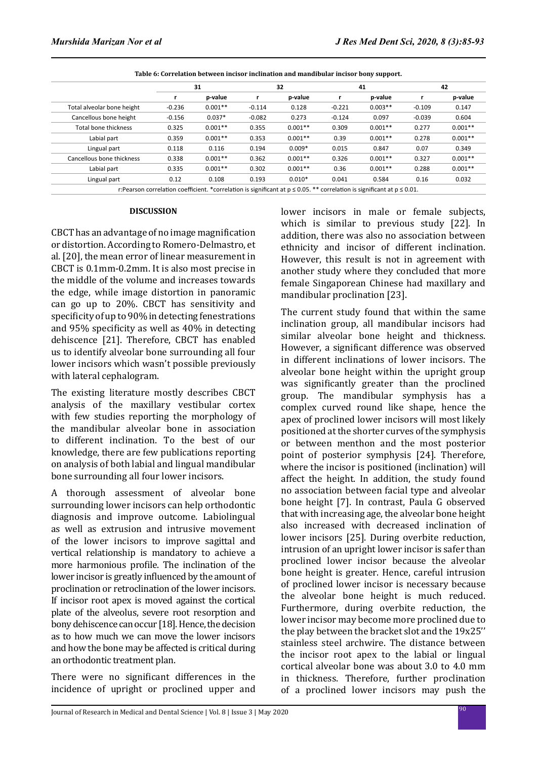**Table 6: Correlation between incisor inclination and mandibular incisor bony support.**

| | 31 | | 32 | | 41 | | 42 | |
|---|---|---|---|---|---|---|---|---|
| | r | p-value | r | p-value | r | p-value | r | p-value |
| Total alveolar bone height | -0.236 | 0.001** | -0.114 | 0.128 | -0.221 | 0.003** | -0.109 | 0.147 |
| Cancellous bone height | -0.156 | 0.037* | -0.082 | 0.273 | -0.124 | 0.097 | -0.039 | 0.604 |
| Total bone thickness | 0.325 | 0.001** | 0.355 | 0.001** | 0.309 | 0.001** | 0.277 | 0.001** |
| Labial part | 0.359 | 0.001** | 0.353 | 0.001** | 0.39 | 0.001** | 0.278 | 0.001** |
| Lingual part | 0.118 | 0.116 | 0.194 | 0.009* | 0.015 | 0.847 | 0.07 | 0.349 |
| Cancellous bone thickness | 0.338 | 0.001** | 0.362 | 0.001** | 0.326 | 0.001** | 0.327 | 0.001** |
| Labial part | 0.335 | 0.001** | 0.302 | 0.001** | 0.36 | 0.001** | 0.288 | 0.001** |
| Lingual part | 0.12 | 0.108 | 0.193 | 0.010* | 0.041 | 0.584 | 0.16 | 0.032 |

r:Pearson correlation coefficient. *correlation is significant at $p \leq 0.05$. ** correlation is significant at $p \leq 0.01$.

## DISCUSSION

CBCT has an advantage of no image magnification or distortion. According to Romero-Delmastro, et al. [20], the mean error of linear measurement in CBCT is 0.1mm-0.2mm. It is also most precise in the middle of the volume and increases towards the edge, while image distortion in panoramic can go up to 20%. CBCT has sensitivity and specificity of up to 90% in detecting fenestrations and 95% specificity as well as 40% in detecting dehiscence [21]. Therefore, CBCT has enabled us to identify alveolar bone surrounding all four lower incisors which wasn't possible previously with lateral cephalogram.

The existing literature mostly describes CBCT analysis of the maxillary vestibular cortex with few studies reporting the morphology of the mandibular alveolar bone in association to different inclination. To the best of our knowledge, there are few publications reporting on analysis of both labial and lingual mandibular bone surrounding all four lower incisors.

A thorough assessment of alveolar bone surrounding lower incisors can help orthodontic diagnosis and improve outcome. Labiolingual as well as extrusion and intrusive movement of the lower incisors to improve sagittal and vertical relationship is mandatory to achieve a more harmonious profile. The inclination of the lower incisor is greatly influenced by the amount of proclination or retroclination of the lower incisors. If incisor root apex is moved against the cortical plate of the alveolus, severe root resorption and bony dehiscence can occur [18]. Hence, the decision as to how much we can move the lower incisors and how the bone may be affected is critical during an orthodontic treatment plan.

There were no significant differences in the incidence of upright or proclined upper and lower incisors in male or female subjects, which is similar to previous study [22]. In addition, there was also no association between ethnicity and incisor of different inclination. However, this result is not in agreement with another study where they concluded that more female Singaporean Chinese had maxillary and mandibular proclination [23].

The current study found that within the same inclination group, all mandibular incisors had similar alveolar bone height and thickness. However, a significant difference was observed in different inclinations of lower incisors. The alveolar bone height within the upright group was significantly greater than the proclined group. The mandibular symphysis has a complex curved round like shape, hence the apex of proclined lower incisors will most likely positioned at the shorter curves of the symphysis or between menthon and the most posterior point of posterior symphysis [24]. Therefore, where the incisor is positioned (inclination) will affect the height. In addition, the study found no association between facial type and alveolar bone height [7]. In contrast, Paula G observed that with increasing age, the alveolar bone height also increased with decreased inclination of lower incisors [25]. During overbite reduction, intrusion of an upright lower incisor is safer than proclined lower incisor because the alveolar bone height is greater. Hence, careful intrusion of proclined lower incisor is necessary because the alveolar bone height is much reduced. Furthermore, during overbite reduction, the lower incisor may become more proclined due to the play between the bracket slot and the 19x25'' stainless steel archwire. The distance between the incisor root apex to the labial or lingual cortical alveolar bone was about 3.0 to 4.0 mm in thickness. Therefore, further proclination of a proclined lower incisors may push the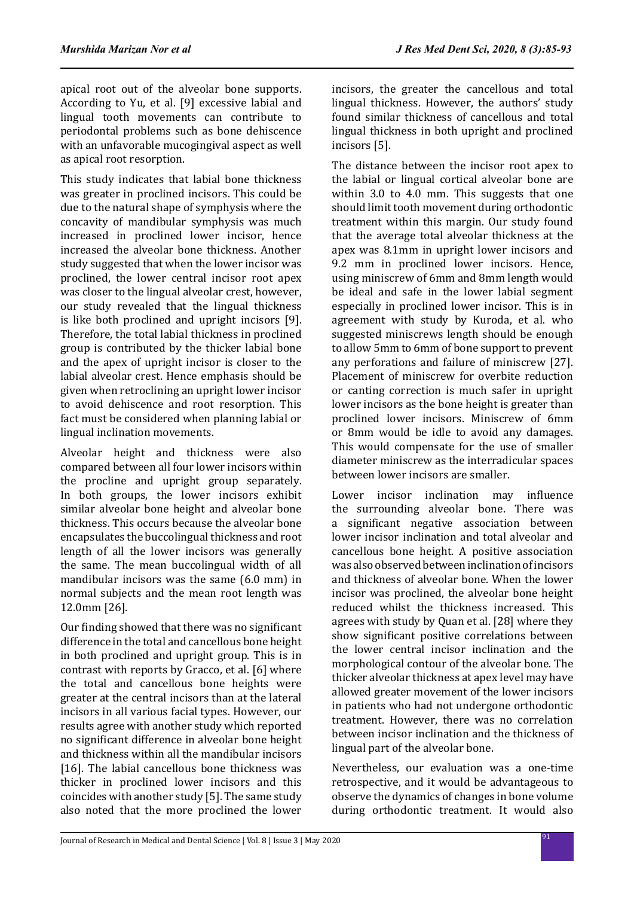apical root out of the alveolar bone supports. According to Yu, et al. [9] excessive labial and lingual tooth movements can contribute to periodontal problems such as bone dehiscence with an unfavorable mucogingival aspect as well as apical root resorption.

This study indicates that labial bone thickness was greater in proclined incisors. This could be due to the natural shape of symphysis where the concavity of mandibular symphysis was much increased in proclined lower incisor, hence increased the alveolar bone thickness. Another study suggested that when the lower incisor was proclined, the lower central incisor root apex was closer to the lingual alveolar crest, however, our study revealed that the lingual thickness is like both proclined and upright incisors [9]. Therefore, the total labial thickness in proclined group is contributed by the thicker labial bone and the apex of upright incisor is closer to the labial alveolar crest. Hence emphasis should be given when retroclining an upright lower incisor to avoid dehiscence and root resorption. This fact must be considered when planning labial or lingual inclination movements.

Alveolar height and thickness were also compared between all four lower incisors within the procline and upright group separately. In both groups, the lower incisors exhibit similar alveolar bone height and alveolar bone thickness. This occurs because the alveolar bone encapsulates the buccolingual thickness and root length of all the lower incisors was generally the same. The mean buccolingual width of all mandibular incisors was the same (6.0 mm) in normal subjects and the mean root length was 12.0mm [26].

Our finding showed that there was no significant difference in the total and cancellous bone height in both proclined and upright group. This is in contrast with reports by Gracco, et al. [6] where the total and cancellous bone heights were greater at the central incisors than at the lateral incisors in all various facial types. However, our results agree with another study which reported no significant difference in alveolar bone height and thickness within all the mandibular incisors [16]. The labial cancellous bone thickness was thicker in proclined lower incisors and this coincides with another study [5]. The same study also noted that the more proclined the lower incisors, the greater the cancellous and total lingual thickness. However, the authors' study found similar thickness of cancellous and total lingual thickness in both upright and proclined incisors [5].

The distance between the incisor root apex to the labial or lingual cortical alveolar bone are within 3.0 to 4.0 mm. This suggests that one should limit tooth movement during orthodontic treatment within this margin. Our study found that the average total alveolar thickness at the apex was 8.1mm in upright lower incisors and 9.2 mm in proclined lower incisors. Hence, using miniscrew of 6mm and 8mm length would be ideal and safe in the lower labial segment especially in proclined lower incisor. This is in agreement with study by Kuroda, et al. who suggested miniscrews length should be enough to allow 5mm to 6mm of bone support to prevent any perforations and failure of miniscrew [27]. Placement of miniscrew for overbite reduction or canting correction is much safer in upright lower incisors as the bone height is greater than proclined lower incisors. Miniscrew of 6mm or 8mm would be idle to avoid any damages. This would compensate for the use of smaller diameter miniscrew as the interradicular spaces between lower incisors are smaller.

Lower incisor inclination may influence the surrounding alveolar bone. There was a significant negative association between lower incisor inclination and total alveolar and cancellous bone height. A positive association was also observed between inclination of incisors and thickness of alveolar bone. When the lower incisor was proclined, the alveolar bone height reduced whilst the thickness increased. This agrees with study by Quan et al. [28] where they show significant positive correlations between the lower central incisor inclination and the morphological contour of the alveolar bone. The thicker alveolar thickness at apex level may have allowed greater movement of the lower incisors in patients who had not undergone orthodontic treatment. However, there was no correlation between incisor inclination and the thickness of lingual part of the alveolar bone.

Nevertheless, our evaluation was a one-time retrospective, and it would be advantageous to observe the dynamics of changes in bone volume during orthodontic treatment. It would also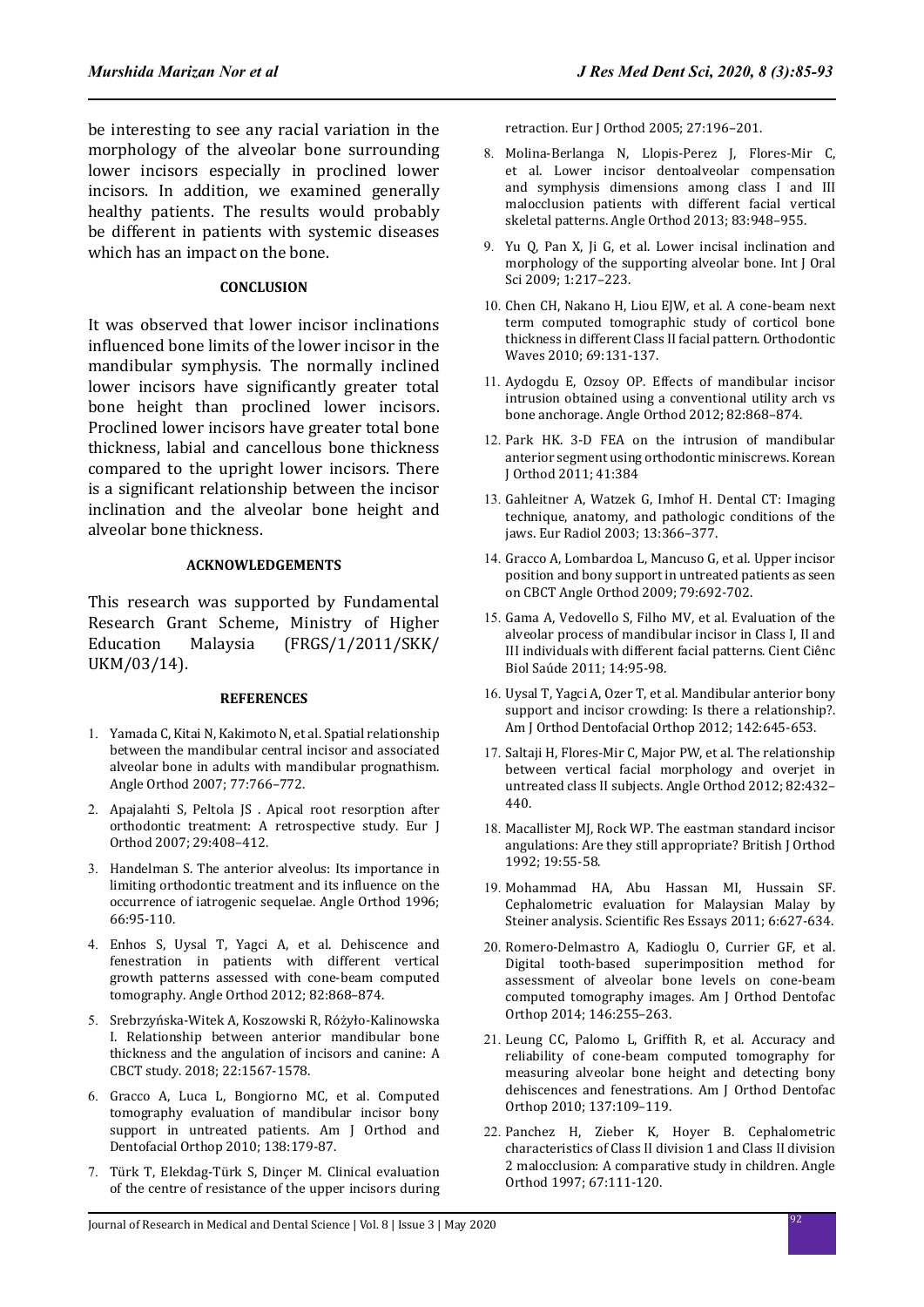be interesting to see any racial variation in the morphology of the alveolar bone surrounding lower incisors especially in proclined lower incisors. In addition, we examined generally healthy patients. The results would probably be different in patients with systemic diseases which has an impact on the bone.

## CONCLUSION

It was observed that lower incisor inclinations influenced bone limits of the lower incisor in the mandibular symphysis. The normally inclined lower incisors have significantly greater total bone height than proclined lower incisors. Proclined lower incisors have greater total bone thickness, labial and cancellous bone thickness compared to the upright lower incisors. There is a significant relationship between the incisor inclination and the alveolar bone height and alveolar bone thickness.

## ACKNOWLEDGEMENTS

This research was supported by Fundamental Research Grant Scheme, Ministry of Higher Education Malaysia (FRGS/1/2011/SKK/UKM/03/14).

## REFERENCES

1. Yamada C, Kitai N, Kakimoto N, et al. Spatial relationship between the mandibular central incisor and associated alveolar bone in adults with mandibular prognathism. Angle Orthod 2007; 77:766–772.
2. Apajalahti S, Peltola JS . Apical root resorption after orthodontic treatment: A retrospective study. Eur J Orthod 2007; 29:408–412.
3. Handelman S. The anterior alveolus: Its importance in limiting orthodontic treatment and its influence on the occurrence of iatrogenic sequelae. Angle Orthod 1996; 66:95-110.
4. Enhos S, Uysal T, Yagci A, et al. Dehiscence and fenestration in patients with different vertical growth patterns assessed with cone-beam computed tomography. Angle Orthod 2012; 82:868–874.
5. Srebrzyńska-Witek A, Koszowski R, Różyło-Kalinowska I. Relationship between anterior mandibular bone thickness and the angulation of incisors and canine: A CBCT study. 2018; 22:1567-1578.
6. Gracco A, Luca L, Bongiorno MC, et al. Computed tomography evaluation of mandibular incisor bony support in untreated patients. Am J Orthod and Dentofacial Orthop 2010; 138:179-87.
7. Türk T, Elekdag-Türk S, Dinçer M. Clinical evaluation of the centre of resistance of the upper incisors during retraction. Eur J Orthod 2005; 27:196–201.
8. Molina-Berlanga N, Llopis-Perez J, Flores-Mir C, et al. Lower incisor dentoalveolar compensation and symphysis dimensions among class I and III malocclusion patients with different facial vertical skeletal patterns. Angle Orthod 2013; 83:948–955.
9. Yu Q, Pan X, Ji G, et al. Lower incisal inclination and morphology of the supporting alveolar bone. Int J Oral Sci 2009; 1:217–223.
10. Chen CH, Nakano H, Liou EJW, et al. A cone-beam next term computed tomographic study of corticol bone thickness in different Class II facial pattern. Orthodontic Waves 2010; 69:131-137.
11. Aydogdu E, Ozsoy OP. Effects of mandibular incisor intrusion obtained using a conventional utility arch vs bone anchorage. Angle Orthod 2012; 82:868–874.
12. Park HK. 3-D FEA on the intrusion of mandibular anterior segment using orthodontic miniscrews. Korean J Orthod 2011; 41:384
13. Gahleitner A, Watzek G, Imhof H. Dental CT: Imaging technique, anatomy, and pathologic conditions of the jaws. Eur Radiol 2003; 13:366–377.
14. Gracco A, Lombardoa L, Mancuso G, et al. Upper incisor position and bony support in untreated patients as seen on CBCT Angle Orthod 2009; 79:692-702.
15. Gama A, Vedovello S, Filho MV, et al. Evaluation of the alveolar process of mandibular incisor in Class I, II and III individuals with different facial patterns. Cient Ciênc Biol Saúde 2011; 14:95-98.
16. Uysal T, Yagci A, Ozer T, et al. Mandibular anterior bony support and incisor crowding: Is there a relationship?. Am J Orthod Dentofacial Orthop 2012; 142:645-653.
17. Saltaji H, Flores-Mir C, Major PW, et al. The relationship between vertical facial morphology and overjet in untreated class II subjects. Angle Orthod 2012; 82:432–440.
18. Macallister MJ, Rock WP. The eastman standard incisor angulations: Are they still appropriate? British J Orthod 1992; 19:55-58.
19. Mohammad HA, Abu Hassan MI, Hussain SF. Cephalometric evaluation for Malaysian Malay by Steiner analysis. Scientific Res Essays 2011; 6:627-634.
20. Romero-Delmastro A, Kadioglu O, Currier GF, et al. Digital tooth-based superimposition method for assessment of alveolar bone levels on cone-beam computed tomography images. Am J Orthod Dentofac Orthop 2014; 146:255–263.
21. Leung CC, Palomo L, Griffith R, et al. Accuracy and reliability of cone-beam computed tomography for measuring alveolar bone height and detecting bony dehiscences and fenestrations. Am J Orthod Dentofac Orthop 2010; 137:109–119.
22. Panchez H, Zieber K, Hoyer B. Cephalometric characteristics of Class II division 1 and Class II division 2 malocclusion: A comparative study in children. Angle Orthod 1997; 67:111-120.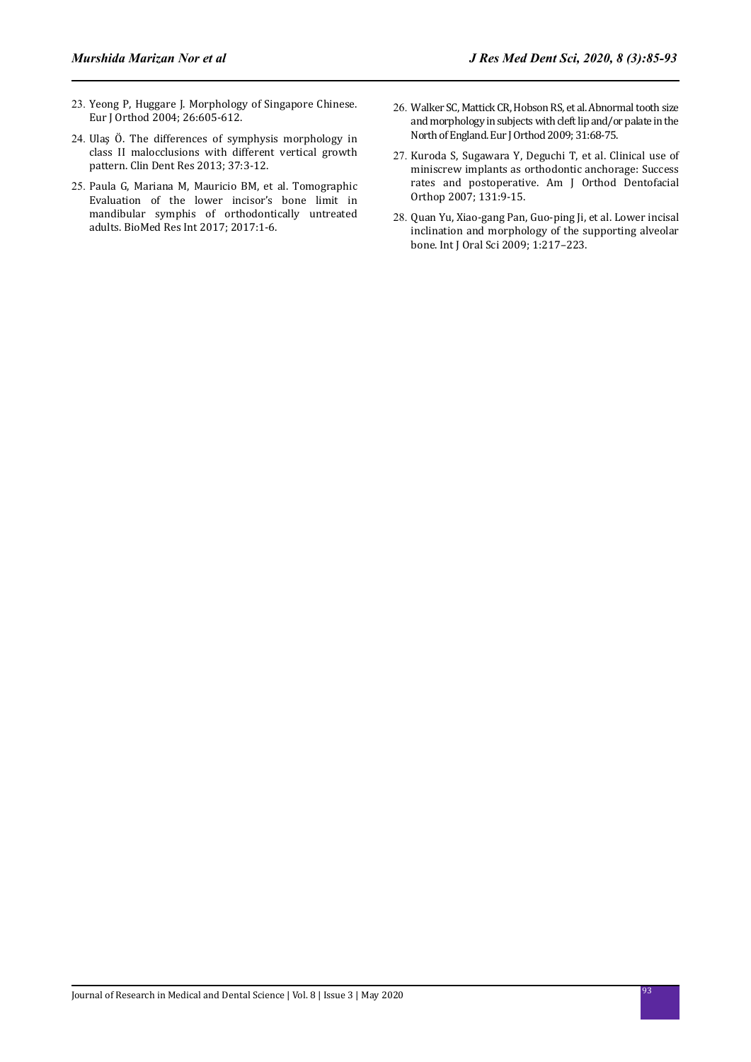23. Yeong P, Huggare J. Morphology of Singapore Chinese. Eur J Orthod 2004; 26:605-612.

24. Ulaş Ö. The differences of symphysis morphology in class II malocclusions with different vertical growth pattern. Clin Dent Res 2013; 37:3-12.

25. Paula G, Mariana M, Mauricio BM, et al. Tomographic Evaluation of the lower incisor's bone limit in mandibular symphis of orthodontically untreated adults. BioMed Res Int 2017; 2017:1-6.

26. Walker SC, Mattick CR, Hobson RS, et al. Abnormal tooth size and morphology in subjects with cleft lip and/or palate in the North of England. Eur J Orthod 2009; 31:68-75.

27. Kuroda S, Sugawara Y, Deguchi T, et al. Clinical use of miniscrew implants as orthodontic anchorage: Success rates and postoperative. Am J Orthod Dentofacial Orthop 2007; 131:9-15.

28. Quan Yu, Xiao-gang Pan, Guo-ping Ji, et al. Lower incisal inclination and morphology of the supporting alveolar bone. Int J Oral Sci 2009; 1:217–223.